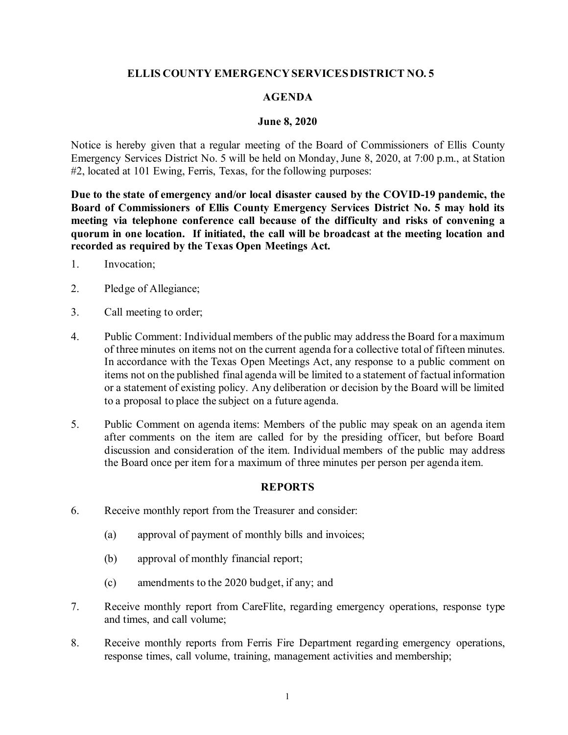**ELLIS COUNTY EMERGENCY SERVICES DISTRICT NO. 5**

**AGENDA**

**June 8, 2020**

Notice is hereby given that a regular meeting of the Board of Commissioners of Ellis County Emergency Services District No. 5 will be held on Monday, June 8, 2020, at 7:00 p.m., at Station #2, located at 101 Ewing, Ferris, Texas, for the following purposes:

**Due to the state of emergency and/or local disaster caused by the COVID-19 pandemic, the Board of Commissioners of Ellis County Emergency Services District No. 5 may hold its meeting via telephone conference call because of the difficulty and risks of convening a quorum in one location. If initiated, the call will be broadcast at the meeting location and recorded as required by the Texas Open Meetings Act.**

1. Invocation;

2. Pledge of Allegiance;

3. Call meeting to order;

4. Public Comment: Individual members of the public may address the Board for a maximum of three minutes on items not on the current agenda for a collective total of fifteen minutes. In accordance with the Texas Open Meetings Act, any response to a public comment on items not on the published final agenda will be limited to a statement of factual information or a statement of existing policy. Any deliberation or decision by the Board will be limited to a proposal to place the subject on a future agenda.

5. Public Comment on agenda items: Members of the public may speak on an agenda item after comments on the item are called for by the presiding officer, but before Board discussion and consideration of the item. Individual members of the public may address the Board once per item for a maximum of three minutes per person per agenda item.

**REPORTS**

6. Receive monthly report from the Treasurer and consider:

   (a) approval of payment of monthly bills and invoices;

   (b) approval of monthly financial report;

   (c) amendments to the 2020 budget, if any; and

7. Receive monthly report from CareFlite, regarding emergency operations, response type and times, and call volume;

8. Receive monthly reports from Ferris Fire Department regarding emergency operations, response times, call volume, training, management activities and membership;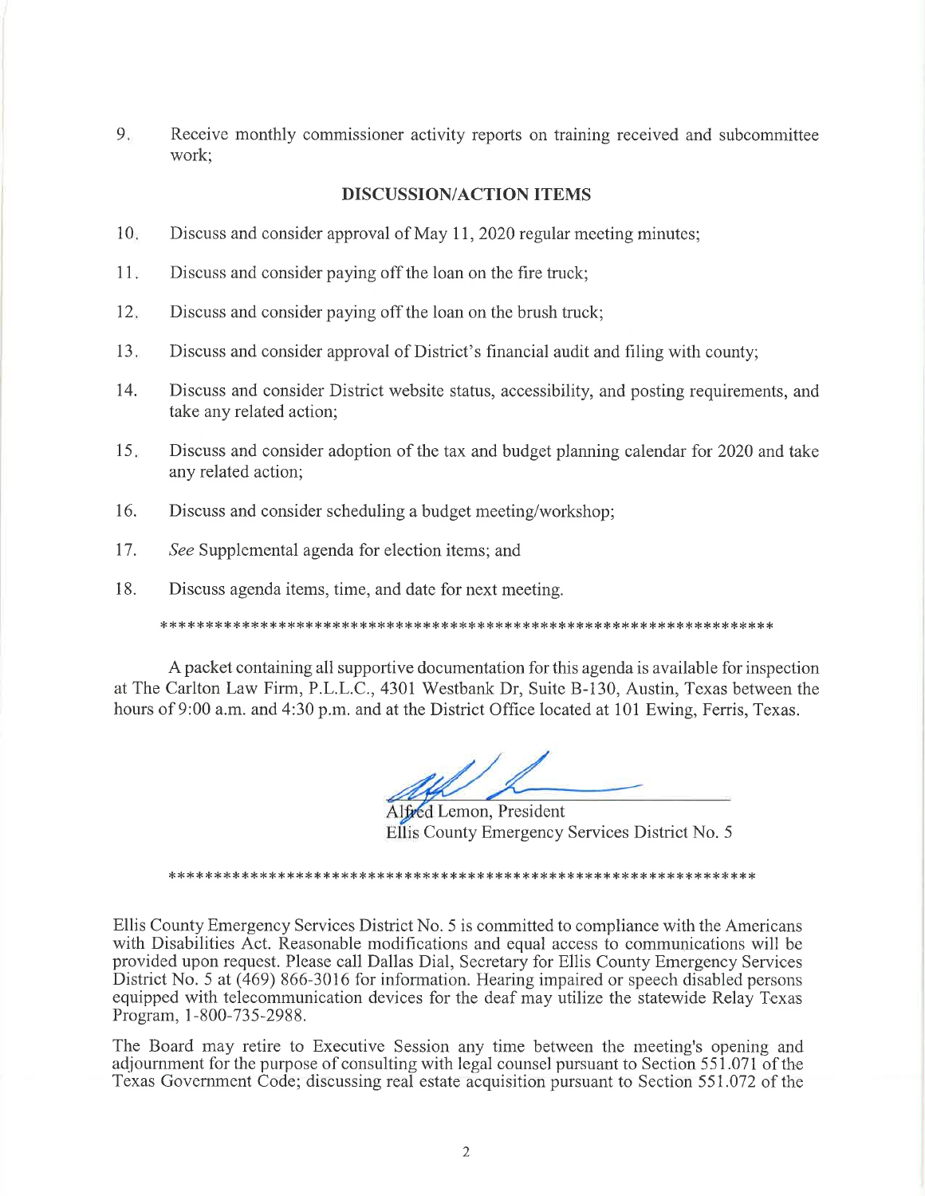9. Receive monthly commissioner activity reports on training received and subcommittee work;

**DISCUSSION/ACTION ITEMS**

10. Discuss and consider approval of May 11, 2020 regular meeting minutes;
11. Discuss and consider paying off the loan on the fire truck;
12. Discuss and consider paying off the loan on the brush truck;
13. Discuss and consider approval of District's financial audit and filing with county;
14. Discuss and consider District website status, accessibility, and posting requirements, and take any related action;
15. Discuss and consider adoption of the tax and budget planning calendar for 2020 and take any related action;
16. Discuss and consider scheduling a budget meeting/workshop;
17. *See* Supplemental agenda for election items; and
18. Discuss agenda items, time, and date for next meeting.

\*\*\*\*\*\*\*\*\*\*\*\*\*\*\*\*\*\*\*\*\*\*\*\*\*\*\*\*\*\*\*\*\*\*\*\*\*\*\*\*\*\*\*\*\*\*\*\*\*\*\*\*\*\*\*\*\*\*\*\*\*\*\*\*\*\*\*\*

A packet containing all supportive documentation for this agenda is available for inspection at The Carlton Law Firm, P.L.L.C., 4301 Westbank Dr, Suite B-130, Austin, Texas between the hours of 9:00 a.m. and 4:30 p.m. and at the District Office located at 101 Ewing, Ferris, Texas.

Alfred Lemon, President
Ellis County Emergency Services District No. 5

\*\*\*\*\*\*\*\*\*\*\*\*\*\*\*\*\*\*\*\*\*\*\*\*\*\*\*\*\*\*\*\*\*\*\*\*\*\*\*\*\*\*\*\*\*\*\*\*\*\*\*\*\*\*\*\*\*\*\*\*\*\*\*\*\*\*

Ellis County Emergency Services District No. 5 is committed to compliance with the Americans with Disabilities Act. Reasonable modifications and equal access to communications will be provided upon request. Please call Dallas Dial, Secretary for Ellis County Emergency Services District No. 5 at (469) 866-3016 for information. Hearing impaired or speech disabled persons equipped with telecommunication devices for the deaf may utilize the statewide Relay Texas Program, 1-800-735-2988.

The Board may retire to Executive Session any time between the meeting's opening and adjournment for the purpose of consulting with legal counsel pursuant to Section 551.071 of the Texas Government Code; discussing real estate acquisition pursuant to Section 551.072 of the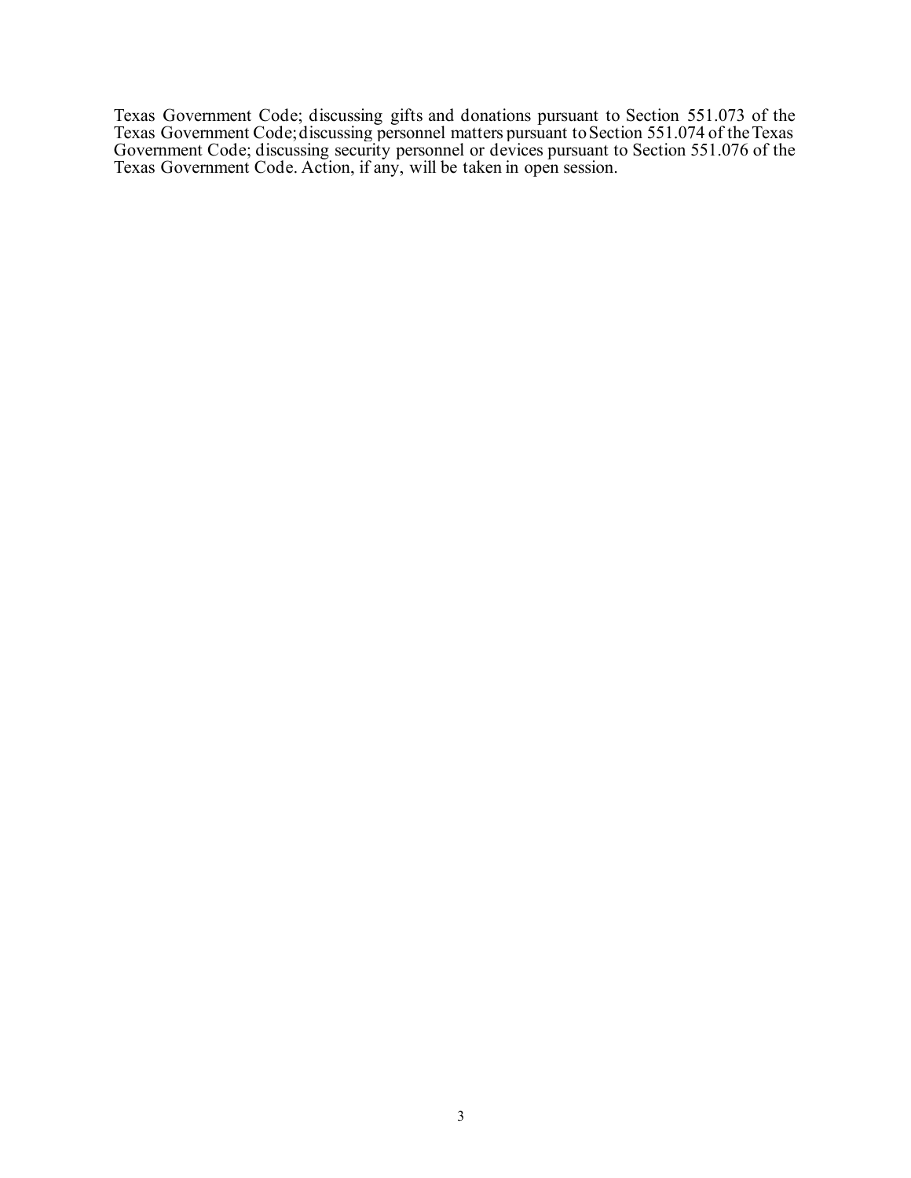Texas Government Code; discussing gifts and donations pursuant to Section 551.073 of the Texas Government Code; discussing personnel matters pursuant to Section 551.074 of the Texas Government Code; discussing security personnel or devices pursuant to Section 551.076 of the Texas Government Code. Action, if any, will be taken in open session.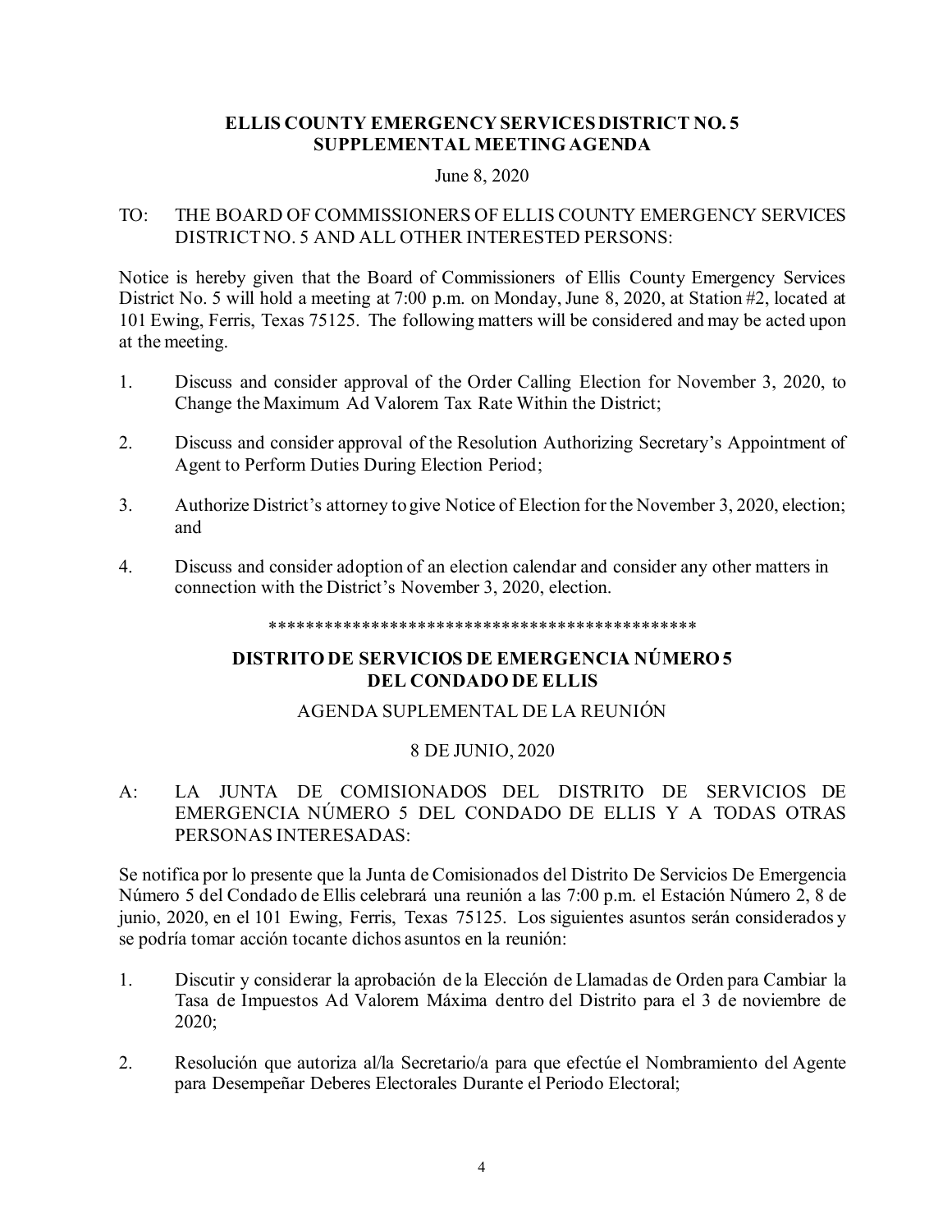**ELLIS COUNTY EMERGENCY SERVICES DISTRICT NO. 5**
**SUPPLEMENTAL MEETING AGENDA**

June 8, 2020

TO: THE BOARD OF COMMISSIONERS OF ELLIS COUNTY EMERGENCY SERVICES DISTRICT NO. 5 AND ALL OTHER INTERESTED PERSONS:

Notice is hereby given that the Board of Commissioners of Ellis County Emergency Services District No. 5 will hold a meeting at 7:00 p.m. on Monday, June 8, 2020, at Station #2, located at 101 Ewing, Ferris, Texas 75125. The following matters will be considered and may be acted upon at the meeting.

1. Discuss and consider approval of the Order Calling Election for November 3, 2020, to Change the Maximum Ad Valorem Tax Rate Within the District;

2. Discuss and consider approval of the Resolution Authorizing Secretary's Appointment of Agent to Perform Duties During Election Period;

3. Authorize District's attorney to give Notice of Election for the November 3, 2020, election; and

4. Discuss and consider adoption of an election calendar and consider any other matters in connection with the District's November 3, 2020, election.

**********************************************

**DISTRITO DE SERVICIOS DE EMERGENCIA NÚMERO 5**
**DEL CONDADO DE ELLIS**

AGENDA SUPLEMENTAL DE LA REUNIÓN

8 DE JUNIO, 2020

A: LA JUNTA DE COMISIONADOS DEL DISTRITO DE SERVICIOS DE EMERGENCIA NÚMERO 5 DEL CONDADO DE ELLIS Y A TODAS OTRAS PERSONAS INTERESADAS:

Se notifica por lo presente que la Junta de Comisionados del Distrito De Servicios De Emergencia Número 5 del Condado de Ellis celebrará una reunión a las 7:00 p.m. el Estación Número 2, 8 de junio, 2020, en el 101 Ewing, Ferris, Texas 75125. Los siguientes asuntos serán considerados y se podría tomar acción tocante dichos asuntos en la reunión:

1. Discutir y considerar la aprobación de la Elección de Llamadas de Orden para Cambiar la Tasa de Impuestos Ad Valorem Máxima dentro del Distrito para el 3 de noviembre de 2020;

2. Resolución que autoriza al/la Secretario/a para que efectúe el Nombramiento del Agente para Desempeñar Deberes Electorales Durante el Periodo Electoral;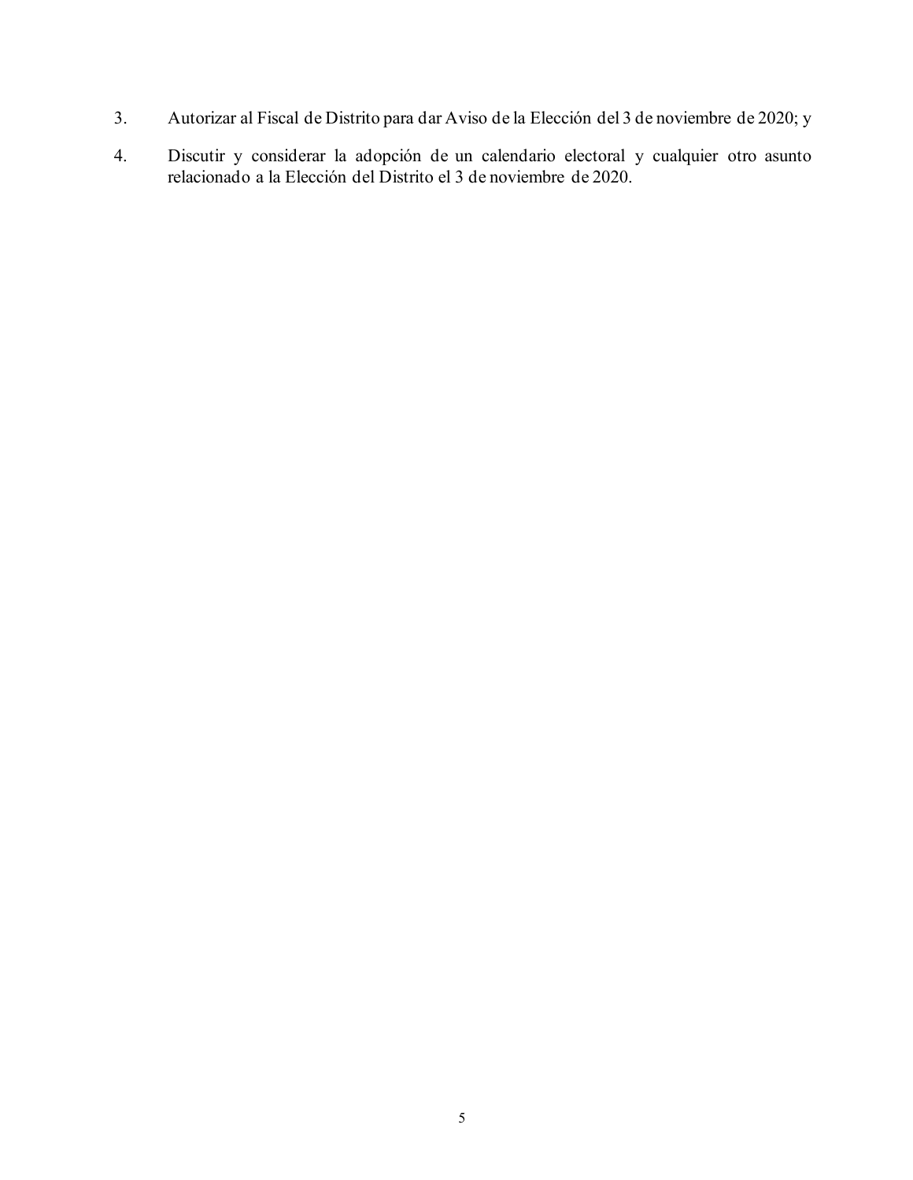3. Autorizar al Fiscal de Distrito para dar Aviso de la Elección del 3 de noviembre de 2020; y

4. Discutir y considerar la adopción de un calendario electoral y cualquier otro asunto relacionado a la Elección del Distrito el 3 de noviembre de 2020.